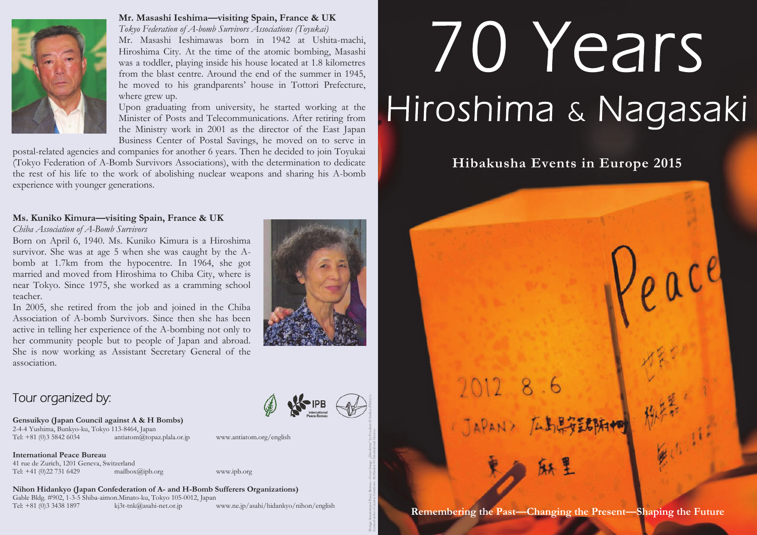### Mr. Masashi Ieshima—visiting Spain, France & UK

*Tokyo Federation of A-bomb Survivors Associations (Toyukai)*

Mr. Masashi Ieshimawas born in 1942 at Ushita-machi, Hiroshima City. At the time of the atomic bombing, Masashi was a toddler, playing inside his house located at 1.8 kilometres from the blast centre. Around the end of the summer in 1945, he moved to his grandparents' house in Tottori Prefecture, where grew up.

Upon graduating from university, he started working at the Minister of Posts and Telecommunications. After retiring from the Ministry work in 2001 as the director of the East Japan Business Center of Postal Savings, he moved on to serve in postal-related agencies and companies for another 6 years. Then he decided to join Toyukai (Tokyo Federation of A-Bomb Survivors Associations), with the determination to dedicate the rest of his life to the work of abolishing nuclear weapons and sharing his A-bomb experience with younger generations.

### Ms. Kuniko Kimura—visiting Spain, France & UK

*Chiba Association of A-Bomb Survivors*

Born on April 6, 1940. Ms. Kuniko Kimura is a Hiroshima survivor. She was at age 5 when she was caught by the A-bomb at 1.7km from the hypocentre. In 1964, she got married and moved from Hiroshima to Chiba City, where is near Tokyo. Since 1975, she worked as a cramming school teacher.

In 2005, she retired from the job and joined in the Chiba Association of A-bomb Survivors. Since then she has been active in telling her experience of the A-bombing not only to her community people but to people of Japan and abroad. She is now working as Assistant Secretary General of the association.

## Tour organized by:

**Gensuikyo (Japan Council against A & H Bombs)**
2-4-4 Yushima, Bunkyo-ku, Tokyo 113-8464, Japan
Tel: +81 (0)3 5842 6034 antiatom@topaz.plala.or.jp www.antiatom.org/english

**International Peace Bureau**
41 rue de Zurich, 1201 Geneva, Switzerland
Tel: +41 (0)22 731 6429 mailbox@ipb.org www.ipb.org

**Nihon Hidankyo (Japan Confederation of A- and H-Bomb Sufferers Organizations)**
Gable Bldg. #902, 1-3-5 Shiba-aimon.Minato-ku, Tokyo 105-0012, Japan
Tel: +81 (0)3 3438 1897 kj3t-tnk@asahi-net.or.jp www.ne.jp/asahi/hidankyo/nihon/english

# 70 Years

# Hiroshima & Nagasaki

## Hibakusha Events in Europe 2015

**Remembering the Past—Changing the Present—Shaping the Future**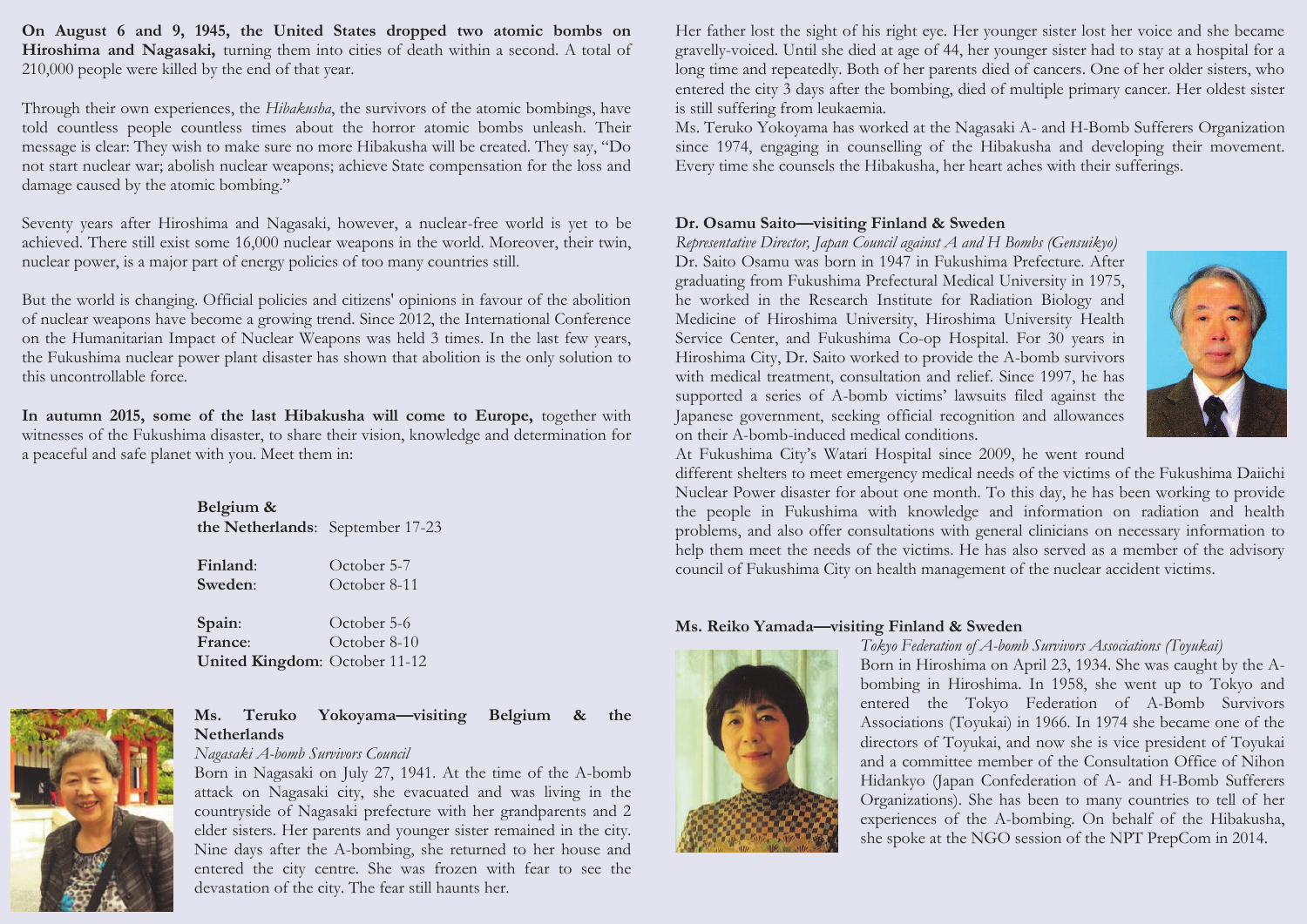**On August 6 and 9, 1945, the United States dropped two atomic bombs on Hiroshima and Nagasaki,** turning them into cities of death within a second. A total of 210,000 people were killed by the end of that year.

Through their own experiences, the *Hibakusha*, the survivors of the atomic bombings, have told countless people countless times about the horror atomic bombs unleash. Their message is clear: They wish to make sure no more Hibakusha will be created. They say, "Do not start nuclear war; abolish nuclear weapons; achieve State compensation for the loss and damage caused by the atomic bombing."

Seventy years after Hiroshima and Nagasaki, however, a nuclear-free world is yet to be achieved. There still exist some 16,000 nuclear weapons in the world. Moreover, their twin, nuclear power, is a major part of energy policies of too many countries still.

But the world is changing. Official policies and citizens' opinions in favour of the abolition of nuclear weapons have become a growing trend. Since 2012, the International Conference on the Humanitarian Impact of Nuclear Weapons was held 3 times. In the last few years, the Fukushima nuclear power plant disaster has shown that abolition is the only solution to this uncontrollable force.

**In autumn 2015, some of the last Hibakusha will come to Europe,** together with witnesses of the Fukushima disaster, to share their vision, knowledge and determination for a peaceful and safe planet with you. Meet them in:

**Belgium & the Netherlands**: September 17-23

**Finland**: October 5-7
**Sweden**: October 8-11

**Spain**: October 5-6
**France**: October 8-10
**United Kingdom**: October 11-12

## Ms. Teruko Yokoyama—visiting Belgium & the Netherlands

*Nagasaki A-bomb Survivors Council*

Born in Nagasaki on July 27, 1941. At the time of the A-bomb attack on Nagasaki city, she evacuated and was living in the countryside of Nagasaki prefecture with her grandparents and 2 elder sisters. Her parents and younger sister remained in the city. Nine days after the A-bombing, she returned to her house and entered the city centre. She was frozen with fear to see the devastation of the city. The fear still haunts her.

Her father lost the sight of his right eye. Her younger sister lost her voice and she became gravelly-voiced. Until she died at age of 44, her younger sister had to stay at a hospital for a long time and repeatedly. Both of her parents died of cancers. One of her older sisters, who entered the city 3 days after the bombing, died of multiple primary cancer. Her oldest sister is still suffering from leukaemia.

Ms. Teruko Yokoyama has worked at the Nagasaki A- and H-Bomb Sufferers Organization since 1974, engaging in counselling of the Hibakusha and developing their movement. Every time she counsels the Hibakusha, her heart aches with their sufferings.

## Dr. Osamu Saito—visiting Finland & Sweden

*Representative Director, Japan Council against A and H Bombs (Gensuikyo)*

Dr. Saito Osamu was born in 1947 in Fukushima Prefecture. After graduating from Fukushima Prefectural Medical University in 1975, he worked in the Research Institute for Radiation Biology and Medicine of Hiroshima University, Hiroshima University Health Service Center, and Fukushima Co-op Hospital. For 30 years in Hiroshima City, Dr. Saito worked to provide the A-bomb survivors with medical treatment, consultation and relief. Since 1997, he has supported a series of A-bomb victims' lawsuits filed against the Japanese government, seeking official recognition and allowances on their A-bomb-induced medical conditions.

At Fukushima City's Watari Hospital since 2009, he went round different shelters to meet emergency medical needs of the victims of the Fukushima Daiichi Nuclear Power disaster for about one month. To this day, he has been working to provide the people in Fukushima with knowledge and information on radiation and health problems, and also offer consultations with general clinicians on necessary information to help them meet the needs of the victims. He has also served as a member of the advisory council of Fukushima City on health management of the nuclear accident victims.

## Ms. Reiko Yamada—visiting Finland & Sweden

*Tokyo Federation of A-bomb Survivors Associations (Toyukai)*

Born in Hiroshima on April 23, 1934. She was caught by the A-bombing in Hiroshima. In 1958, she went up to Tokyo and entered the Tokyo Federation of A-Bomb Survivors Associations (Toyukai) in 1966. In 1974 she became one of the directors of Toyukai, and now she is vice president of Toyukai and a committee member of the Consultation Office of Nihon Hidankyo (Japan Confederation of A- and H-Bomb Sufferers Organizations). She has been to many countries to tell of her experiences of the A-bombing. On behalf of the Hibakusha, she spoke at the NGO session of the NPT PrepCom in 2014.